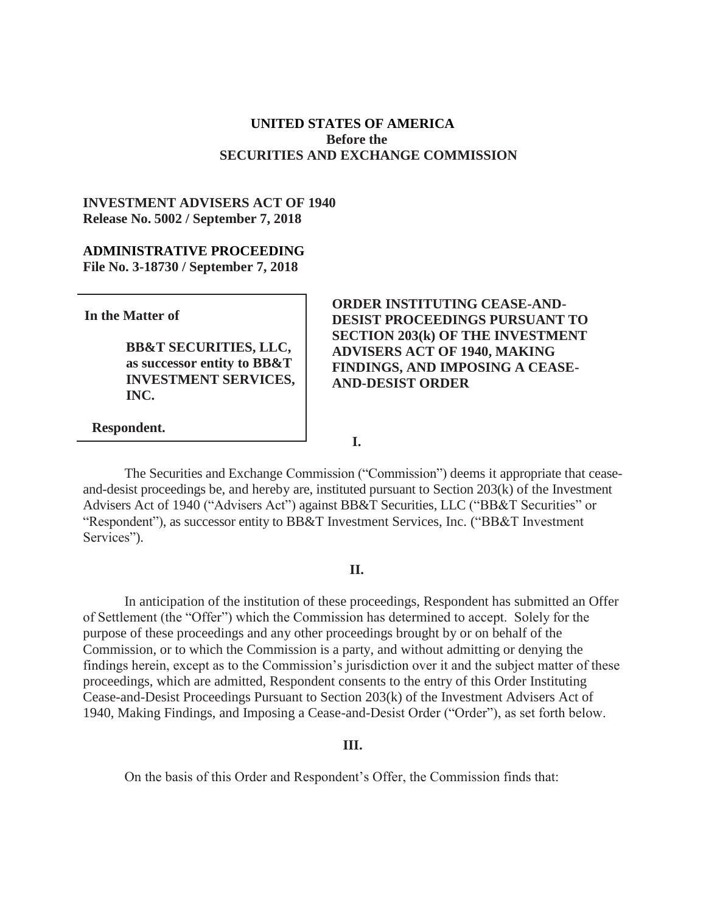**UNITED STATES OF AMERICA**
**Before the**
**SECURITIES AND EXCHANGE COMMISSION**

**INVESTMENT ADVISERS ACT OF 1940**
**Release No. 5002 / September 7, 2018**

**ADMINISTRATIVE PROCEEDING**
**File No. 3-18730 / September 7, 2018**

**In the Matter of**

**BB&T SECURITIES, LLC, as successor entity to BB&T INVESTMENT SERVICES, INC.**

**Respondent.**

**ORDER INSTITUTING CEASE-AND-DESIST PROCEEDINGS PURSUANT TO SECTION 203(k) OF THE INVESTMENT ADVISERS ACT OF 1940, MAKING FINDINGS, AND IMPOSING A CEASE-AND-DESIST ORDER**

**I.**

The Securities and Exchange Commission ("Commission") deems it appropriate that cease-and-desist proceedings be, and hereby are, instituted pursuant to Section 203(k) of the Investment Advisers Act of 1940 ("Advisers Act") against BB&T Securities, LLC ("BB&T Securities" or "Respondent"), as successor entity to BB&T Investment Services, Inc. ("BB&T Investment Services").

**II.**

In anticipation of the institution of these proceedings, Respondent has submitted an Offer of Settlement (the "Offer") which the Commission has determined to accept. Solely for the purpose of these proceedings and any other proceedings brought by or on behalf of the Commission, or to which the Commission is a party, and without admitting or denying the findings herein, except as to the Commission's jurisdiction over it and the subject matter of these proceedings, which are admitted, Respondent consents to the entry of this Order Instituting Cease-and-Desist Proceedings Pursuant to Section 203(k) of the Investment Advisers Act of 1940, Making Findings, and Imposing a Cease-and-Desist Order ("Order"), as set forth below.

**III.**

On the basis of this Order and Respondent's Offer, the Commission finds that: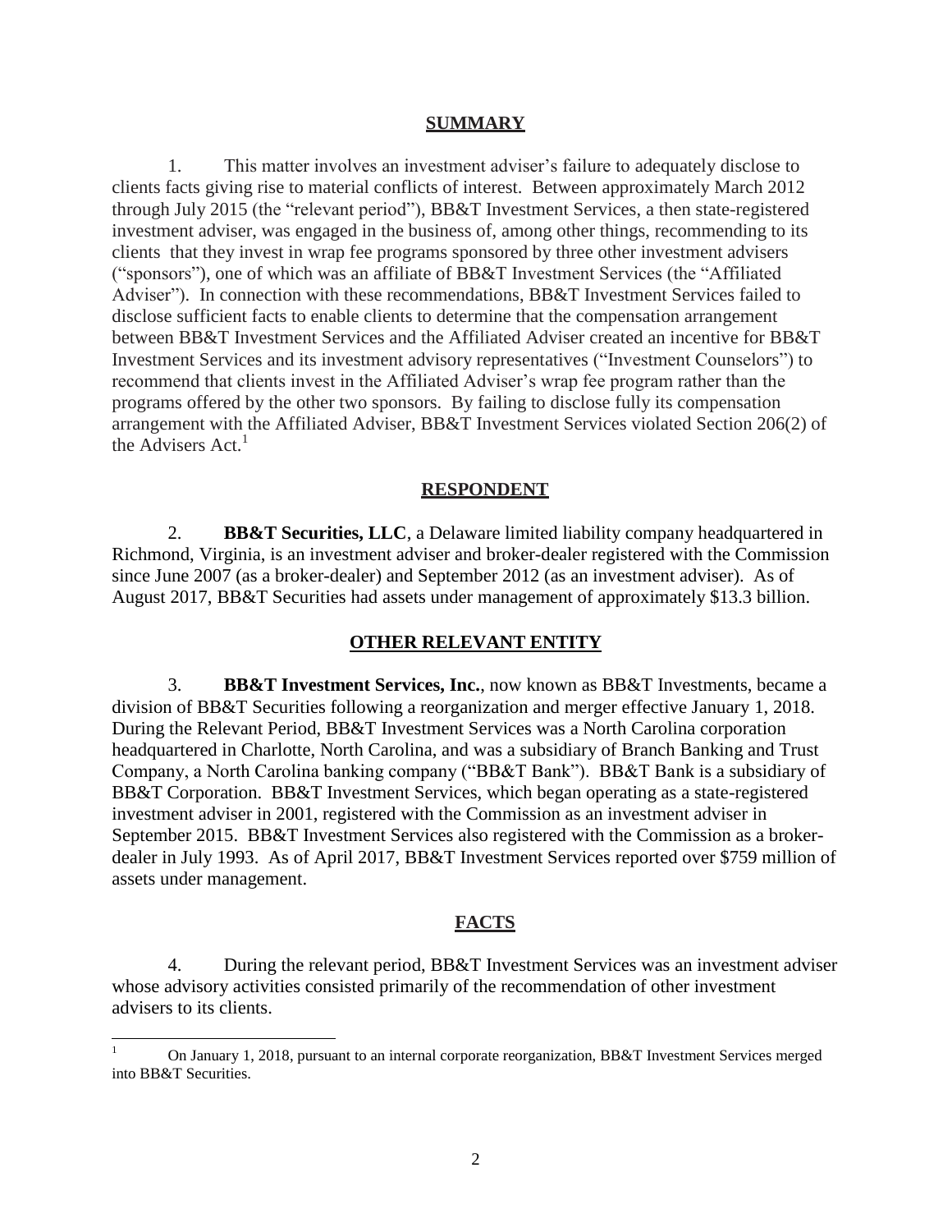## SUMMARY

1. This matter involves an investment adviser's failure to adequately disclose to clients facts giving rise to material conflicts of interest. Between approximately March 2012 through July 2015 (the "relevant period"), BB&T Investment Services, a then state-registered investment adviser, was engaged in the business of, among other things, recommending to its clients that they invest in wrap fee programs sponsored by three other investment advisers ("sponsors"), one of which was an affiliate of BB&T Investment Services (the "Affiliated Adviser"). In connection with these recommendations, BB&T Investment Services failed to disclose sufficient facts to enable clients to determine that the compensation arrangement between BB&T Investment Services and the Affiliated Adviser created an incentive for BB&T Investment Services and its investment advisory representatives ("Investment Counselors") to recommend that clients invest in the Affiliated Adviser's wrap fee program rather than the programs offered by the other two sponsors. By failing to disclose fully its compensation arrangement with the Affiliated Adviser, BB&T Investment Services violated Section 206(2) of the Advisers Act.[1]

## RESPONDENT

2. **BB&T Securities, LLC**, a Delaware limited liability company headquartered in Richmond, Virginia, is an investment adviser and broker-dealer registered with the Commission since June 2007 (as a broker-dealer) and September 2012 (as an investment adviser). As of August 2017, BB&T Securities had assets under management of approximately $13.3 billion.

## OTHER RELEVANT ENTITY

3. **BB&T Investment Services, Inc.**, now known as BB&T Investments, became a division of BB&T Securities following a reorganization and merger effective January 1, 2018. During the Relevant Period, BB&T Investment Services was a North Carolina corporation headquartered in Charlotte, North Carolina, and was a subsidiary of Branch Banking and Trust Company, a North Carolina banking company ("BB&T Bank"). BB&T Bank is a subsidiary of BB&T Corporation. BB&T Investment Services, which began operating as a state-registered investment adviser in 2001, registered with the Commission as an investment adviser in September 2015. BB&T Investment Services also registered with the Commission as a broker-dealer in July 1993. As of April 2017, BB&T Investment Services reported over $759 million of assets under management.

## FACTS

4. During the relevant period, BB&T Investment Services was an investment adviser whose advisory activities consisted primarily of the recommendation of other investment advisers to its clients.

---

[1] On January 1, 2018, pursuant to an internal corporate reorganization, BB&T Investment Services merged into BB&T Securities.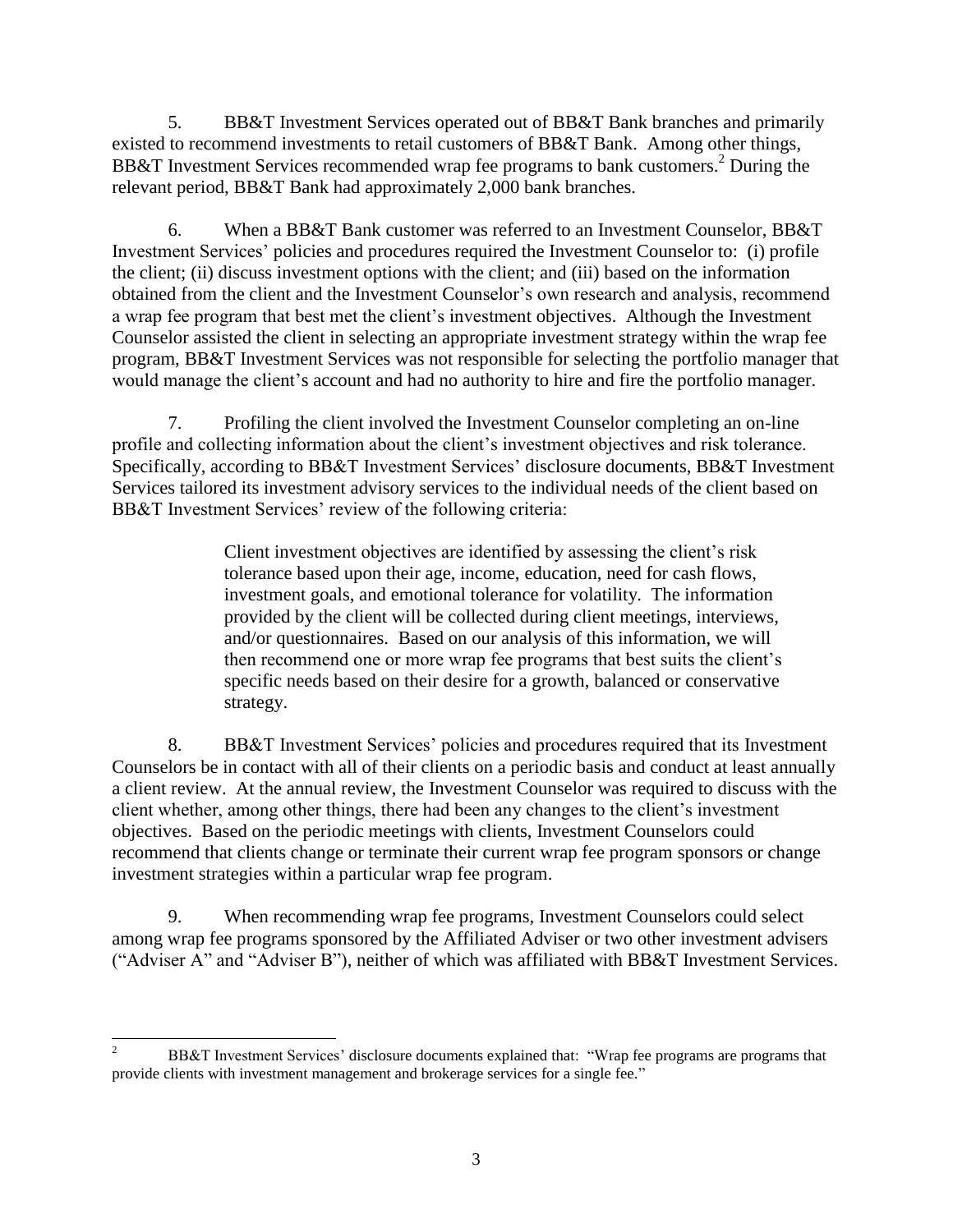5. BB&T Investment Services operated out of BB&T Bank branches and primarily existed to recommend investments to retail customers of BB&T Bank. Among other things, BB&T Investment Services recommended wrap fee programs to bank customers.[2] During the relevant period, BB&T Bank had approximately 2,000 bank branches.

6. When a BB&T Bank customer was referred to an Investment Counselor, BB&T Investment Services' policies and procedures required the Investment Counselor to: (i) profile the client; (ii) discuss investment options with the client; and (iii) based on the information obtained from the client and the Investment Counselor's own research and analysis, recommend a wrap fee program that best met the client's investment objectives. Although the Investment Counselor assisted the client in selecting an appropriate investment strategy within the wrap fee program, BB&T Investment Services was not responsible for selecting the portfolio manager that would manage the client's account and had no authority to hire and fire the portfolio manager.

7. Profiling the client involved the Investment Counselor completing an on-line profile and collecting information about the client's investment objectives and risk tolerance. Specifically, according to BB&T Investment Services' disclosure documents, BB&T Investment Services tailored its investment advisory services to the individual needs of the client based on BB&T Investment Services' review of the following criteria:

> Client investment objectives are identified by assessing the client's risk tolerance based upon their age, income, education, need for cash flows, investment goals, and emotional tolerance for volatility. The information provided by the client will be collected during client meetings, interviews, and/or questionnaires. Based on our analysis of this information, we will then recommend one or more wrap fee programs that best suits the client's specific needs based on their desire for a growth, balanced or conservative strategy.

8. BB&T Investment Services' policies and procedures required that its Investment Counselors be in contact with all of their clients on a periodic basis and conduct at least annually a client review. At the annual review, the Investment Counselor was required to discuss with the client whether, among other things, there had been any changes to the client's investment objectives. Based on the periodic meetings with clients, Investment Counselors could recommend that clients change or terminate their current wrap fee program sponsors or change investment strategies within a particular wrap fee program.

9. When recommending wrap fee programs, Investment Counselors could select among wrap fee programs sponsored by the Affiliated Adviser or two other investment advisers ("Adviser A" and "Adviser B"), neither of which was affiliated with BB&T Investment Services.

---

[2] BB&T Investment Services' disclosure documents explained that: "Wrap fee programs are programs that provide clients with investment management and brokerage services for a single fee."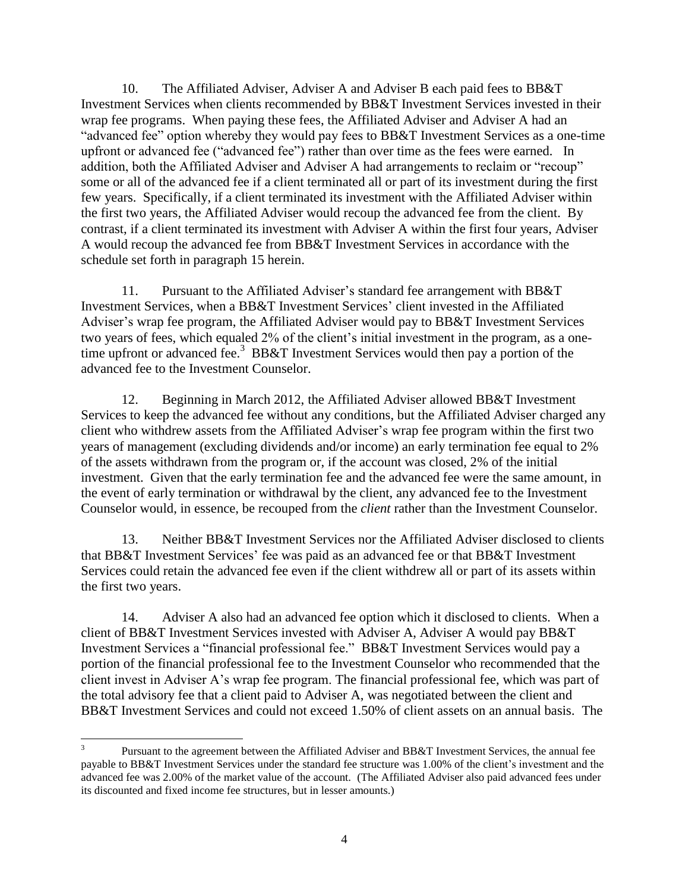10. The Affiliated Adviser, Adviser A and Adviser B each paid fees to BB&T Investment Services when clients recommended by BB&T Investment Services invested in their wrap fee programs. When paying these fees, the Affiliated Adviser and Adviser A had an "advanced fee" option whereby they would pay fees to BB&T Investment Services as a one-time upfront or advanced fee ("advanced fee") rather than over time as the fees were earned. In addition, both the Affiliated Adviser and Adviser A had arrangements to reclaim or "recoup" some or all of the advanced fee if a client terminated all or part of its investment during the first few years. Specifically, if a client terminated its investment with the Affiliated Adviser within the first two years, the Affiliated Adviser would recoup the advanced fee from the client. By contrast, if a client terminated its investment with Adviser A within the first four years, Adviser A would recoup the advanced fee from BB&T Investment Services in accordance with the schedule set forth in paragraph 15 herein.

11. Pursuant to the Affiliated Adviser's standard fee arrangement with BB&T Investment Services, when a BB&T Investment Services' client invested in the Affiliated Adviser's wrap fee program, the Affiliated Adviser would pay to BB&T Investment Services two years of fees, which equaled 2% of the client's initial investment in the program, as a one-time upfront or advanced fee.[3] BB&T Investment Services would then pay a portion of the advanced fee to the Investment Counselor.

12. Beginning in March 2012, the Affiliated Adviser allowed BB&T Investment Services to keep the advanced fee without any conditions, but the Affiliated Adviser charged any client who withdrew assets from the Affiliated Adviser's wrap fee program within the first two years of management (excluding dividends and/or income) an early termination fee equal to 2% of the assets withdrawn from the program or, if the account was closed, 2% of the initial investment. Given that the early termination fee and the advanced fee were the same amount, in the event of early termination or withdrawal by the client, any advanced fee to the Investment Counselor would, in essence, be recouped from the *client* rather than the Investment Counselor.

13. Neither BB&T Investment Services nor the Affiliated Adviser disclosed to clients that BB&T Investment Services' fee was paid as an advanced fee or that BB&T Investment Services could retain the advanced fee even if the client withdrew all or part of its assets within the first two years.

14. Adviser A also had an advanced fee option which it disclosed to clients. When a client of BB&T Investment Services invested with Adviser A, Adviser A would pay BB&T Investment Services a "financial professional fee." BB&T Investment Services would pay a portion of the financial professional fee to the Investment Counselor who recommended that the client invest in Adviser A's wrap fee program. The financial professional fee, which was part of the total advisory fee that a client paid to Adviser A, was negotiated between the client and BB&T Investment Services and could not exceed 1.50% of client assets on an annual basis. The

[3] Pursuant to the agreement between the Affiliated Adviser and BB&T Investment Services, the annual fee payable to BB&T Investment Services under the standard fee structure was 1.00% of the client's investment and the advanced fee was 2.00% of the market value of the account. (The Affiliated Adviser also paid advanced fees under its discounted and fixed income fee structures, but in lesser amounts.)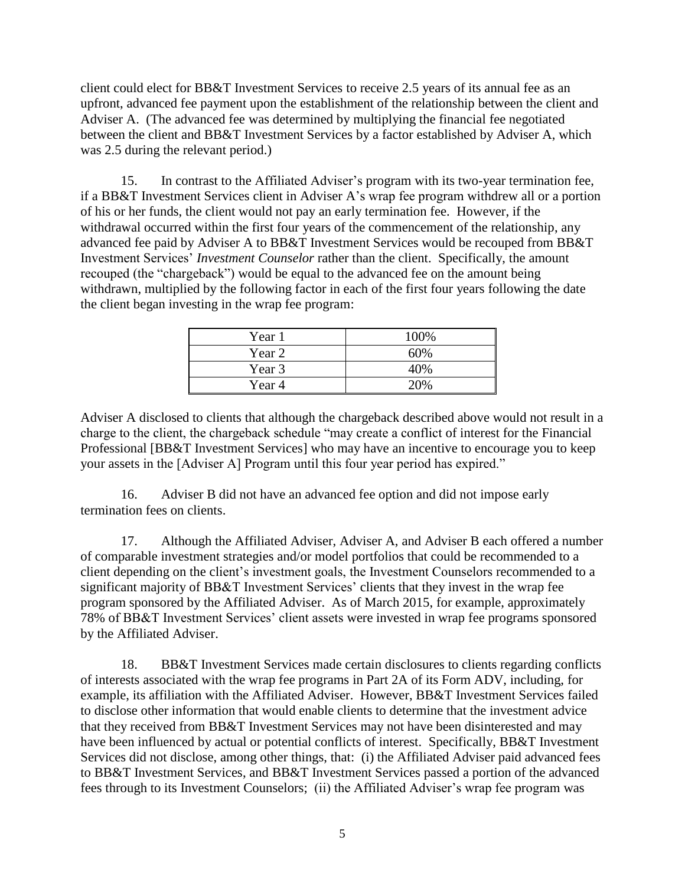client could elect for BB&T Investment Services to receive 2.5 years of its annual fee as an upfront, advanced fee payment upon the establishment of the relationship between the client and Adviser A. (The advanced fee was determined by multiplying the financial fee negotiated between the client and BB&T Investment Services by a factor established by Adviser A, which was 2.5 during the relevant period.)

15. In contrast to the Affiliated Adviser's program with its two-year termination fee, if a BB&T Investment Services client in Adviser A's wrap fee program withdrew all or a portion of his or her funds, the client would not pay an early termination fee. However, if the withdrawal occurred within the first four years of the commencement of the relationship, any advanced fee paid by Adviser A to BB&T Investment Services would be recouped from BB&T Investment Services' *Investment Counselor* rather than the client. Specifically, the amount recouped (the "chargeback") would be equal to the advanced fee on the amount being withdrawn, multiplied by the following factor in each of the first four years following the date the client began investing in the wrap fee program:

| | |
|---|---|
| Year 1 | 100% |
| Year 2 | 60% |
| Year 3 | 40% |
| Year 4 | 20% |

Adviser A disclosed to clients that although the chargeback described above would not result in a charge to the client, the chargeback schedule "may create a conflict of interest for the Financial Professional [BB&T Investment Services] who may have an incentive to encourage you to keep your assets in the [Adviser A] Program until this four year period has expired."

16. Adviser B did not have an advanced fee option and did not impose early termination fees on clients.

17. Although the Affiliated Adviser, Adviser A, and Adviser B each offered a number of comparable investment strategies and/or model portfolios that could be recommended to a client depending on the client's investment goals, the Investment Counselors recommended to a significant majority of BB&T Investment Services' clients that they invest in the wrap fee program sponsored by the Affiliated Adviser. As of March 2015, for example, approximately 78% of BB&T Investment Services' client assets were invested in wrap fee programs sponsored by the Affiliated Adviser.

18. BB&T Investment Services made certain disclosures to clients regarding conflicts of interests associated with the wrap fee programs in Part 2A of its Form ADV, including, for example, its affiliation with the Affiliated Adviser. However, BB&T Investment Services failed to disclose other information that would enable clients to determine that the investment advice that they received from BB&T Investment Services may not have been disinterested and may have been influenced by actual or potential conflicts of interest. Specifically, BB&T Investment Services did not disclose, among other things, that: (i) the Affiliated Adviser paid advanced fees to BB&T Investment Services, and BB&T Investment Services passed a portion of the advanced fees through to its Investment Counselors; (ii) the Affiliated Adviser's wrap fee program was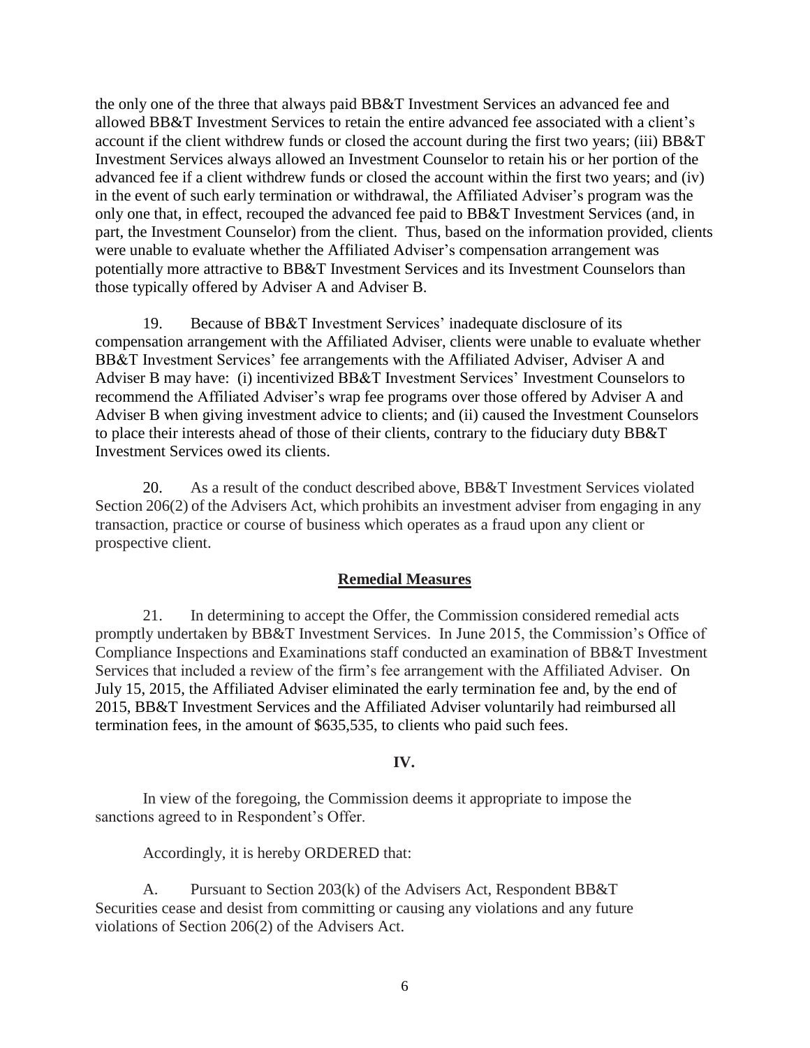the only one of the three that always paid BB&T Investment Services an advanced fee and allowed BB&T Investment Services to retain the entire advanced fee associated with a client's account if the client withdrew funds or closed the account during the first two years; (iii) BB&T Investment Services always allowed an Investment Counselor to retain his or her portion of the advanced fee if a client withdrew funds or closed the account within the first two years; and (iv) in the event of such early termination or withdrawal, the Affiliated Adviser's program was the only one that, in effect, recouped the advanced fee paid to BB&T Investment Services (and, in part, the Investment Counselor) from the client. Thus, based on the information provided, clients were unable to evaluate whether the Affiliated Adviser's compensation arrangement was potentially more attractive to BB&T Investment Services and its Investment Counselors than those typically offered by Adviser A and Adviser B.

19. Because of BB&T Investment Services' inadequate disclosure of its compensation arrangement with the Affiliated Adviser, clients were unable to evaluate whether BB&T Investment Services' fee arrangements with the Affiliated Adviser, Adviser A and Adviser B may have: (i) incentivized BB&T Investment Services' Investment Counselors to recommend the Affiliated Adviser's wrap fee programs over those offered by Adviser A and Adviser B when giving investment advice to clients; and (ii) caused the Investment Counselors to place their interests ahead of those of their clients, contrary to the fiduciary duty BB&T Investment Services owed its clients.

20. As a result of the conduct described above, BB&T Investment Services violated Section 206(2) of the Advisers Act, which prohibits an investment adviser from engaging in any transaction, practice or course of business which operates as a fraud upon any client or prospective client.

**Remedial Measures**

21. In determining to accept the Offer, the Commission considered remedial acts promptly undertaken by BB&T Investment Services. In June 2015, the Commission's Office of Compliance Inspections and Examinations staff conducted an examination of BB&T Investment Services that included a review of the firm's fee arrangement with the Affiliated Adviser. On July 15, 2015, the Affiliated Adviser eliminated the early termination fee and, by the end of 2015, BB&T Investment Services and the Affiliated Adviser voluntarily had reimbursed all termination fees, in the amount of $635,535, to clients who paid such fees.

**IV.**

In view of the foregoing, the Commission deems it appropriate to impose the sanctions agreed to in Respondent's Offer.

Accordingly, it is hereby ORDERED that:

A. Pursuant to Section 203(k) of the Advisers Act, Respondent BB&T Securities cease and desist from committing or causing any violations and any future violations of Section 206(2) of the Advisers Act.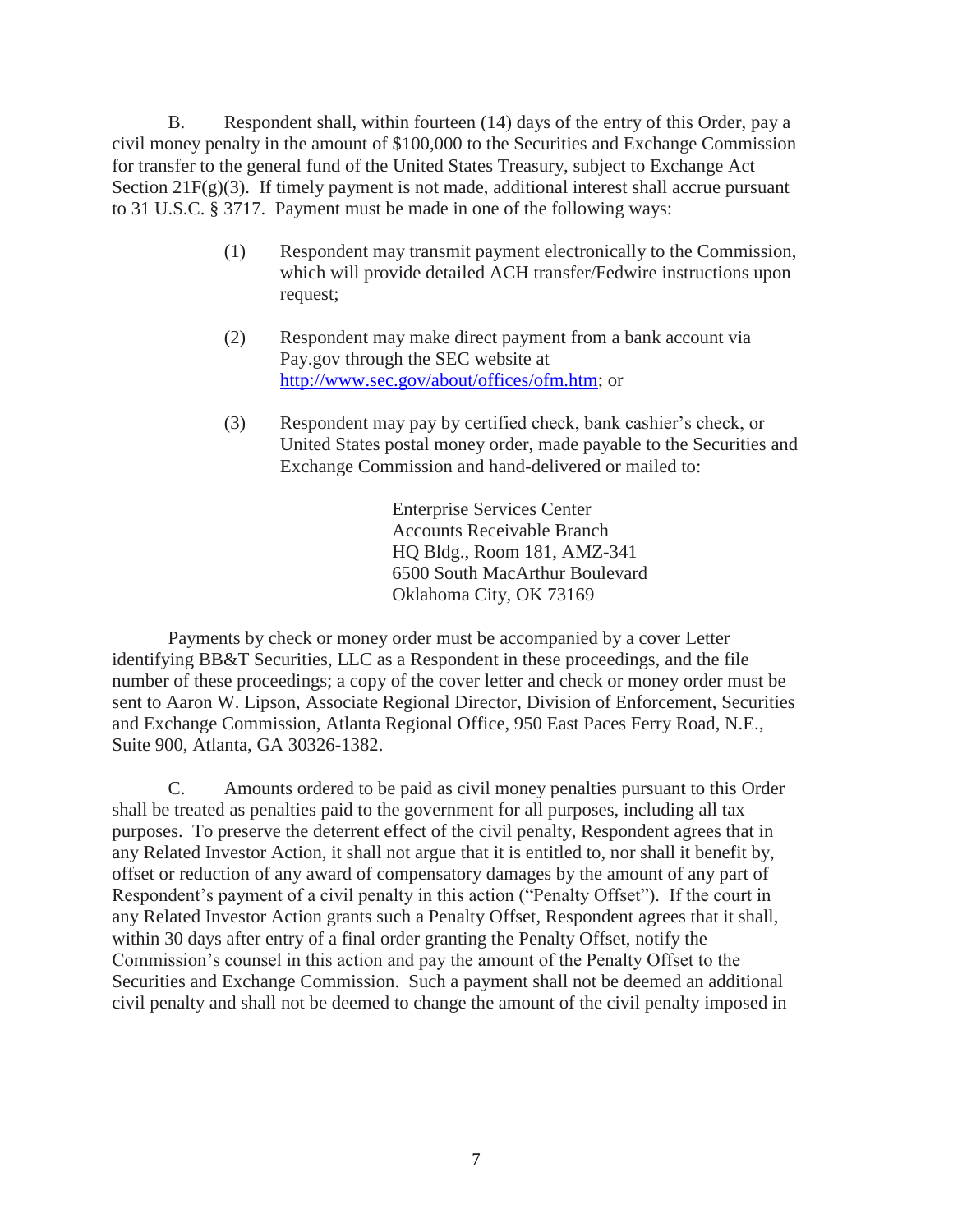B. Respondent shall, within fourteen (14) days of the entry of this Order, pay a civil money penalty in the amount of $100,000 to the Securities and Exchange Commission for transfer to the general fund of the United States Treasury, subject to Exchange Act Section 21F(g)(3). If timely payment is not made, additional interest shall accrue pursuant to 31 U.S.C. § 3717. Payment must be made in one of the following ways:

> (1) Respondent may transmit payment electronically to the Commission, which will provide detailed ACH transfer/Fedwire instructions upon request;
>
> (2) Respondent may make direct payment from a bank account via Pay.gov through the SEC website at http://www.sec.gov/about/offices/ofm.htm; or
>
> (3) Respondent may pay by certified check, bank cashier's check, or United States postal money order, made payable to the Securities and Exchange Commission and hand-delivered or mailed to:
>
> > Enterprise Services Center
> > Accounts Receivable Branch
> > HQ Bldg., Room 181, AMZ-341
> > 6500 South MacArthur Boulevard
> > Oklahoma City, OK 73169

Payments by check or money order must be accompanied by a cover Letter identifying BB&T Securities, LLC as a Respondent in these proceedings, and the file number of these proceedings; a copy of the cover letter and check or money order must be sent to Aaron W. Lipson, Associate Regional Director, Division of Enforcement, Securities and Exchange Commission, Atlanta Regional Office, 950 East Paces Ferry Road, N.E., Suite 900, Atlanta, GA 30326-1382.

C. Amounts ordered to be paid as civil money penalties pursuant to this Order shall be treated as penalties paid to the government for all purposes, including all tax purposes. To preserve the deterrent effect of the civil penalty, Respondent agrees that in any Related Investor Action, it shall not argue that it is entitled to, nor shall it benefit by, offset or reduction of any award of compensatory damages by the amount of any part of Respondent's payment of a civil penalty in this action ("Penalty Offset"). If the court in any Related Investor Action grants such a Penalty Offset, Respondent agrees that it shall, within 30 days after entry of a final order granting the Penalty Offset, notify the Commission's counsel in this action and pay the amount of the Penalty Offset to the Securities and Exchange Commission. Such a payment shall not be deemed an additional civil penalty and shall not be deemed to change the amount of the civil penalty imposed in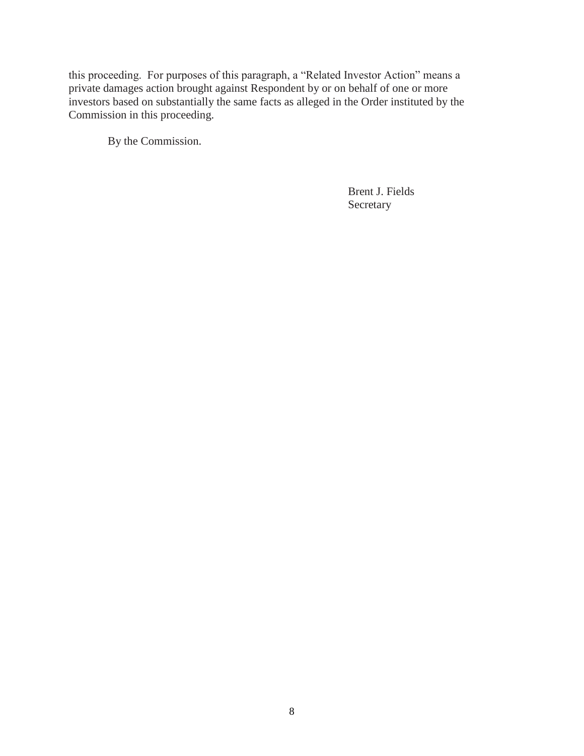this proceeding. For purposes of this paragraph, a "Related Investor Action" means a private damages action brought against Respondent by or on behalf of one or more investors based on substantially the same facts as alleged in the Order instituted by the Commission in this proceeding.

By the Commission.

Brent J. Fields
Secretary